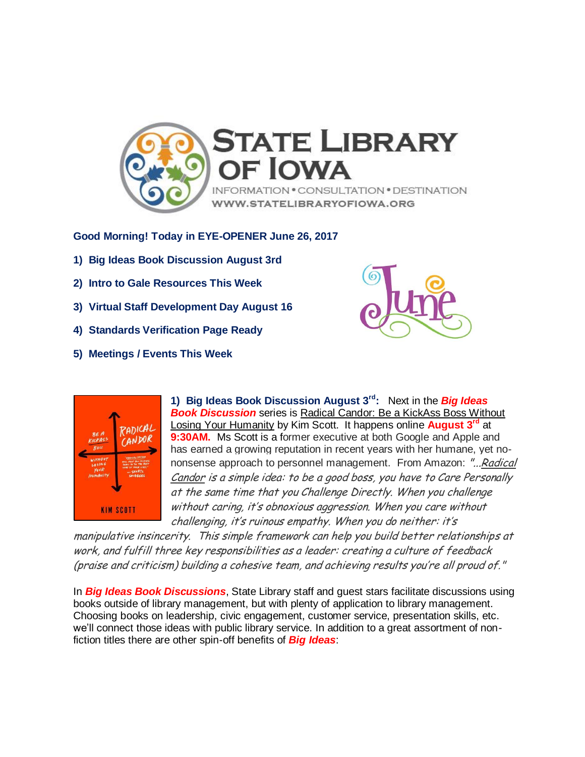# STATE LIBRARY OF IOWA

INFORMATION • CONSULTATION • DESTINATION

WWW.STATELIBRARYOFIOWA.ORG

**Good Morning! Today in EYE-OPENER June 26, 2017**

1) **Big Ideas Book Discussion August 3rd**
2) **Intro to Gale Resources This Week**
3) **Virtual Staff Development Day August 16**
4) **Standards Verification Page Ready**
5) **Meetings / Events This Week**

**1) Big Ideas Book Discussion August 3rd:** Next in the ***Big Ideas Book Discussion*** series is Radical Candor: Be a KickAss Boss Without Losing Your Humanity by Kim Scott. It happens online **August 3rd** at **9:30AM.** Ms Scott is a former executive at both Google and Apple and has earned a growing reputation in recent years with her humane, yet no-nonsense approach to personnel management. From Amazon: *"...Radical Candor is a simple idea: to be a good boss, you have to Care Personally at the same time that you Challenge Directly. When you challenge without caring, it's obnoxious aggression. When you care without challenging, it's ruinous empathy. When you do neither: it's manipulative insincerity. This simple framework can help you build better relationships at work, and fulfill three key responsibilities as a leader: creating a culture of feedback (praise and criticism) building a cohesive team, and achieving results you're all proud of."*

In ***Big Ideas Book Discussions***, State Library staff and guest stars facilitate discussions using books outside of library management, but with plenty of application to library management. Choosing books on leadership, civic engagement, customer service, presentation skills, etc. we'll connect those ideas with public library service. In addition to a great assortment of non-fiction titles there are other spin-off benefits of ***Big Ideas***: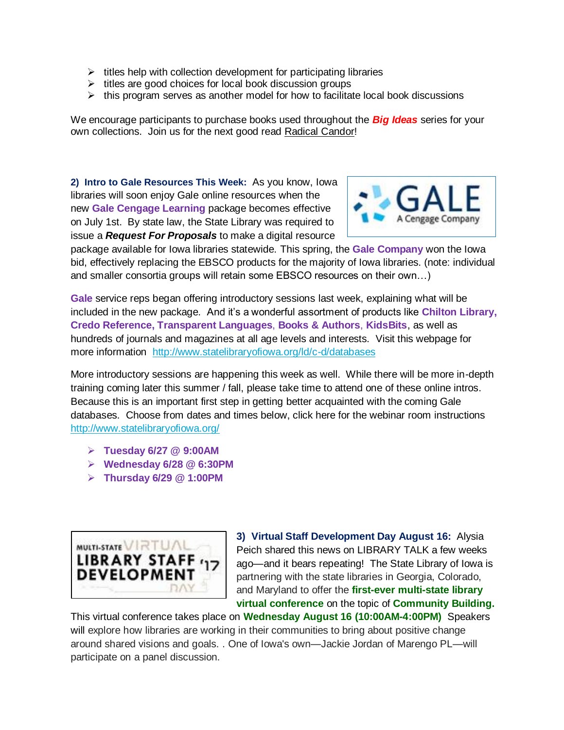- titles help with collection development for participating libraries
- titles are good choices for local book discussion groups
- this program serves as another model for how to facilitate local book discussions

We encourage participants to purchase books used throughout the ***Big Ideas*** series for your own collections. Join us for the next good read Radical Candor!

**2) Intro to Gale Resources This Week:** As you know, Iowa libraries will soon enjoy Gale online resources when the new **Gale Cengage Learning** package becomes effective on July 1st. By state law, the State Library was required to issue a ***Request For Proposals*** to make a digital resource package available for Iowa libraries statewide. This spring, the **Gale Company** won the Iowa bid, effectively replacing the EBSCO products for the majority of Iowa libraries. (note: individual and smaller consortia groups will retain some EBSCO resources on their own…)

**Gale** service reps began offering introductory sessions last week, explaining what will be included in the new package. And it's a wonderful assortment of products like **Chilton Library, Credo Reference, Transparent Languages**, **Books & Authors**, **KidsBits**, as well as hundreds of journals and magazines at all age levels and interests. Visit this webpage for more information http://www.statelibraryofiowa.org/ld/c-d/databases

More introductory sessions are happening this week as well. While there will be more in-depth training coming later this summer / fall, please take time to attend one of these online intros. Because this is an important first step in getting better acquainted with the coming Gale databases. Choose from dates and times below, click here for the webinar room instructions http://www.statelibraryofiowa.org/

- **Tuesday 6/27 @ 9:00AM**
- **Wednesday 6/28 @ 6:30PM**
- **Thursday 6/29 @ 1:00PM**

**3) Virtual Staff Development Day August 16:** Alysia Peich shared this news on LIBRARY TALK a few weeks ago—and it bears repeating! The State Library of Iowa is partnering with the state libraries in Georgia, Colorado, and Maryland to offer the **first-ever multi-state library virtual conference** on the topic of **Community Building.** This virtual conference takes place on **Wednesday August 16 (10:00AM-4:00PM)** Speakers will explore how libraries are working in their communities to bring about positive change around shared visions and goals. . One of Iowa's own—Jackie Jordan of Marengo PL—will participate on a panel discussion.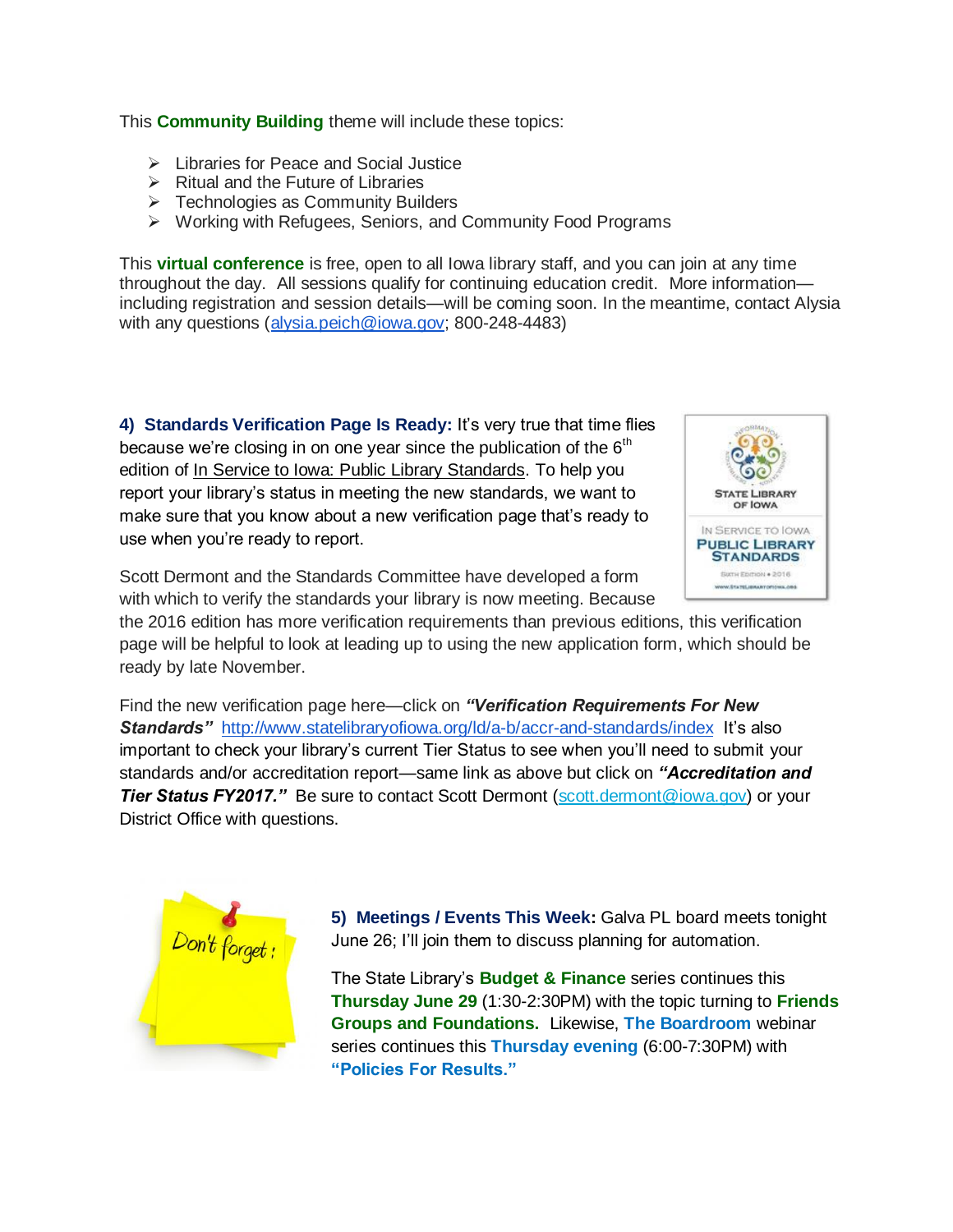This **Community Building** theme will include these topics:

- Libraries for Peace and Social Justice
- Ritual and the Future of Libraries
- Technologies as Community Builders
- Working with Refugees, Seniors, and Community Food Programs

This **virtual conference** is free, open to all Iowa library staff, and you can join at any time throughout the day. All sessions qualify for continuing education credit. More information—including registration and session details—will be coming soon. In the meantime, contact Alysia with any questions (alysia.peich@iowa.gov; 800-248-4483)

**4) Standards Verification Page Is Ready:** It's very true that time flies because we're closing in on one year since the publication of the 6th edition of In Service to Iowa: Public Library Standards. To help you report your library's status in meeting the new standards, we want to make sure that you know about a new verification page that's ready to use when you're ready to report.

Scott Dermont and the Standards Committee have developed a form with which to verify the standards your library is now meeting. Because the 2016 edition has more verification requirements than previous editions, this verification page will be helpful to look at leading up to using the new application form, which should be ready by late November.

Find the new verification page here—click on ***"Verification Requirements For New Standards"*** http://www.statelibraryofiowa.org/ld/a-b/accr-and-standards/index It's also important to check your library's current Tier Status to see when you'll need to submit your standards and/or accreditation report—same link as above but click on ***"Accreditation and Tier Status FY2017."*** Be sure to contact Scott Dermont (scott.dermont@iowa.gov) or your District Office with questions.

**5) Meetings / Events This Week:** Galva PL board meets tonight June 26; I'll join them to discuss planning for automation.

The State Library's **Budget & Finance** series continues this **Thursday June 29** (1:30-2:30PM) with the topic turning to **Friends Groups and Foundations.** Likewise, **The Boardroom** webinar series continues this **Thursday evening** (6:00-7:30PM) with **"Policies For Results."**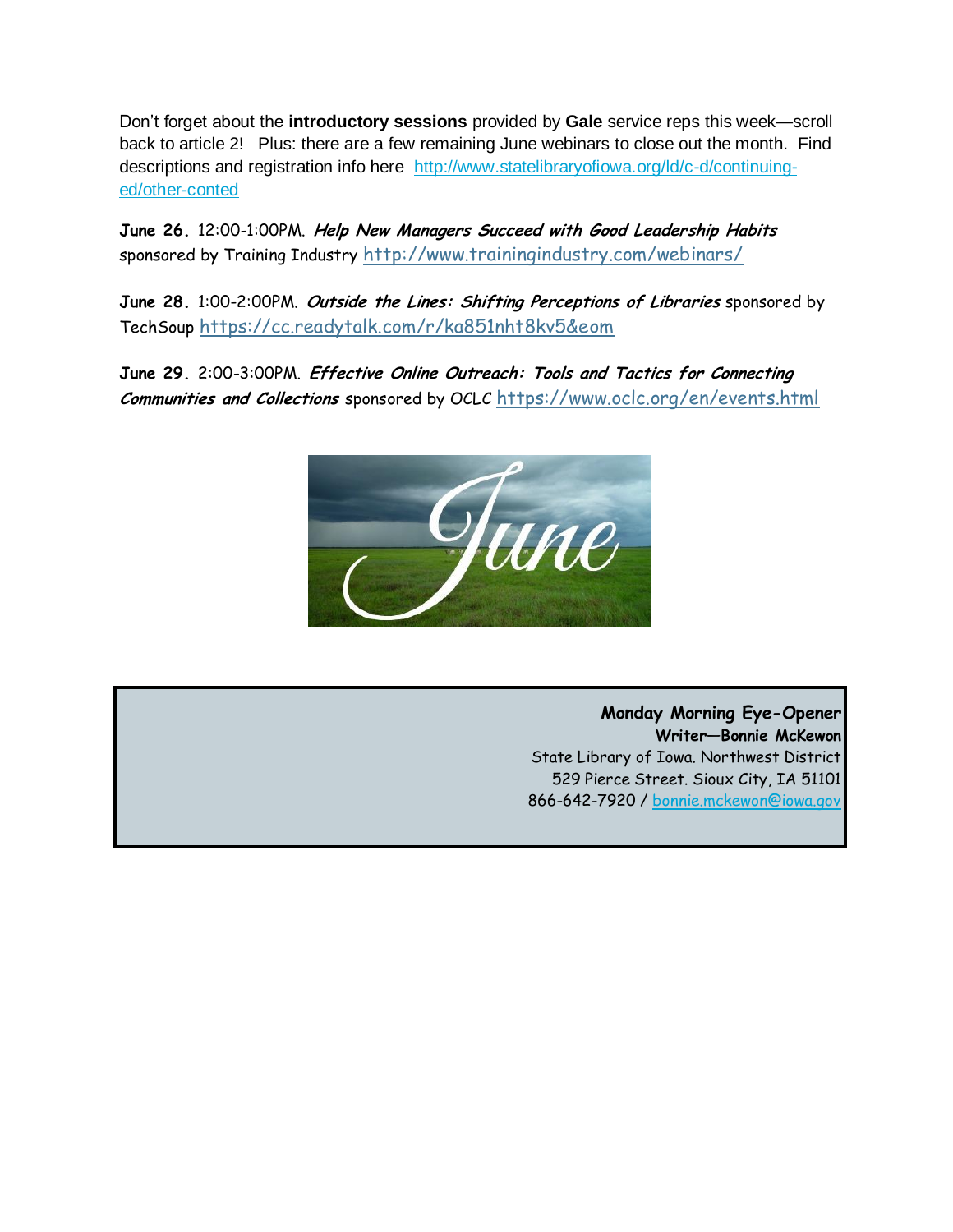Don't forget about the **introductory sessions** provided by **Gale** service reps this week—scroll back to article 2! Plus: there are a few remaining June webinars to close out the month. Find descriptions and registration info here http://www.statelibraryofiowa.org/ld/c-d/continuing-ed/other-conted

**June 26.** 12:00-1:00PM. ***Help New Managers Succeed with Good Leadership Habits*** sponsored by Training Industry http://www.trainingindustry.com/webinars/

**June 28.** 1:00-2:00PM. ***Outside the Lines: Shifting Perceptions of Libraries*** sponsored by TechSoup https://cc.readytalk.com/r/ka851nht8kv5&eom

**June 29.** 2:00-3:00PM. ***Effective Online Outreach: Tools and Tactics for Connecting Communities and Collections*** sponsored by OCLC https://www.oclc.org/en/events.html

June

**Monday Morning Eye-Opener**
**Writer—Bonnie McKewon**
State Library of Iowa. Northwest District
529 Pierce Street. Sioux City, IA 51101
866-642-7920 / bonnie.mckewon@iowa.gov